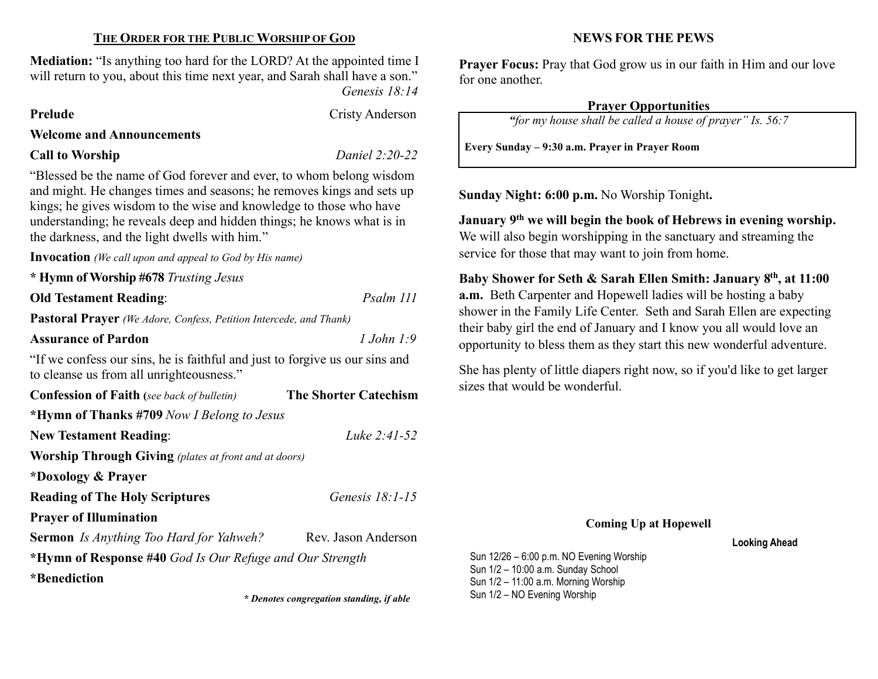## THE ORDER FOR THE PUBLIC WORSHIP OF GOD

**Mediation:** "Is anything too hard for the LORD? At the appointed time I will return to you, about this time next year, and Sarah shall have a son."
*Genesis 18:14*

**Prelude** Cristy Anderson

**Welcome and Announcements**

**Call to Worship** *Daniel 2:20-22*

"Blessed be the name of God forever and ever, to whom belong wisdom and might. He changes times and seasons; he removes kings and sets up kings; he gives wisdom to the wise and knowledge to those who have understanding; he reveals deep and hidden things; he knows what is in the darkness, and the light dwells with him."

**Invocation** *(We call upon and appeal to God by His name)*

**\* Hymn of Worship #678** *Trusting Jesus*

**Old Testament Reading**: *Psalm 111*

**Pastoral Prayer** *(We Adore, Confess, Petition Intercede, and Thank)*

**Assurance of Pardon** *1 John 1:9*

"If we confess our sins, he is faithful and just to forgive us our sins and to cleanse us from all unrighteousness."

**Confession of Faith (***see back of bulletin***)** **The Shorter Catechism**

**\*Hymn of Thanks #709** *Now I Belong to Jesus*

**New Testament Reading**: *Luke 2:41-52*

**Worship Through Giving** *(plates at front and at doors)*

**\*Doxology & Prayer**

**Reading of The Holy Scriptures** *Genesis 18:1-15*

**Prayer of Illumination**

**Sermon** *Is Anything Too Hard for Yahweh?* Rev. Jason Anderson

**\*Hymn of Response #40** *God Is Our Refuge and Our Strength*

**\*Benediction**

***\* Denotes congregation standing, if able***

## NEWS FOR THE PEWS

**Prayer Focus:** Pray that God grow us in our faith in Him and our love for one another.

**Prayer Opportunities**

*"for my house shall be called a house of prayer" Is. 56:7*

**Every Sunday – 9:30 a.m. Prayer in Prayer Room**

**Sunday Night: 6:00 p.m.** No Worship Tonight**.**

**January 9th we will begin the book of Hebrews in evening worship.** We will also begin worshipping in the sanctuary and streaming the service for those that may want to join from home.

**Baby Shower for Seth & Sarah Ellen Smith: January 8th, at 11:00 a.m.** Beth Carpenter and Hopewell ladies will be hosting a baby shower in the Family Life Center. Seth and Sarah Ellen are expecting their baby girl the end of January and I know you all would love an opportunity to bless them as they start this new wonderful adventure.

She has plenty of little diapers right now, so if you'd like to get larger sizes that would be wonderful.

**Coming Up at Hopewell**

**Looking Ahead**

Sun 12/26 – 6:00 p.m. NO Evening Worship
Sun 1/2 – 10:00 a.m. Sunday School
Sun 1/2 – 11:00 a.m. Morning Worship
Sun 1/2 – NO Evening Worship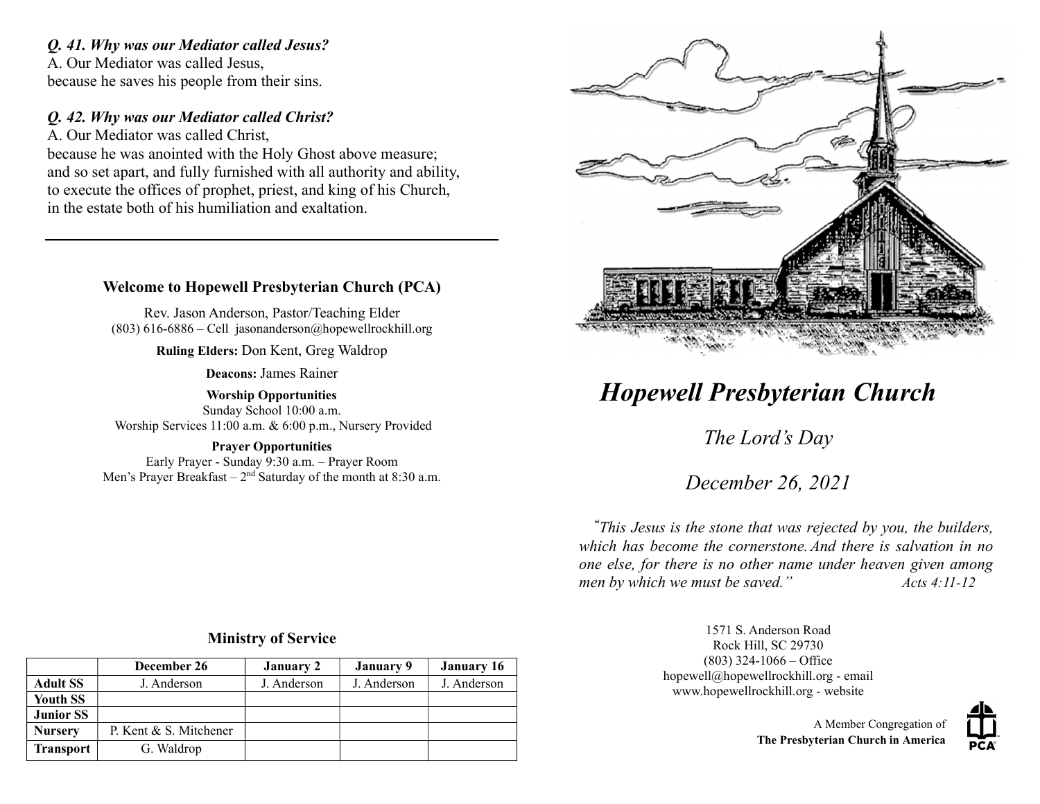***Q. 41. Why was our Mediator called Jesus?***
A. Our Mediator was called Jesus,
because he saves his people from their sins.

***Q. 42. Why was our Mediator called Christ?***
A. Our Mediator was called Christ,
because he was anointed with the Holy Ghost above measure;
and so set apart, and fully furnished with all authority and ability,
to execute the offices of prophet, priest, and king of his Church,
in the estate both of his humiliation and exaltation.

---

**Welcome to Hopewell Presbyterian Church (PCA)**

Rev. Jason Anderson, Pastor/Teaching Elder
(803) 616-6886 – Cell jasonanderson@hopewellrockhill.org

**Ruling Elders:** Don Kent, Greg Waldrop

**Deacons:** James Rainer

**Worship Opportunities**
Sunday School 10:00 a.m.
Worship Services 11:00 a.m. & 6:00 p.m., Nursery Provided

**Prayer Opportunities**
Early Prayer - Sunday 9:30 a.m. – Prayer Room
Men's Prayer Breakfast – 2nd Saturday of the month at 8:30 a.m.

**Ministry of Service**

| | December 26 | January 2 | January 9 | January 16 |
|---|---|---|---|---|
| **Adult SS** | J. Anderson | J. Anderson | J. Anderson | J. Anderson |
| **Youth SS** | | | | |
| **Junior SS** | | | | |
| **Nursery** | P. Kent & S. Mitchener | | | |
| **Transport** | G. Waldrop | | | |

# *Hopewell Presbyterian Church*

*The Lord's Day*

*December 26, 2021*

*"This Jesus is the stone that was rejected by you, the builders, which has become the cornerstone. And there is salvation in no one else, for there is no other name under heaven given among men by which we must be saved."* *Acts 4:11-12*

1571 S. Anderson Road
Rock Hill, SC 29730
(803) 324-1066 – Office
hopewell@hopewellrockhill.org - email
www.hopewellrockhill.org - website

A Member Congregation of
**The Presbyterian Church in America**

PCA